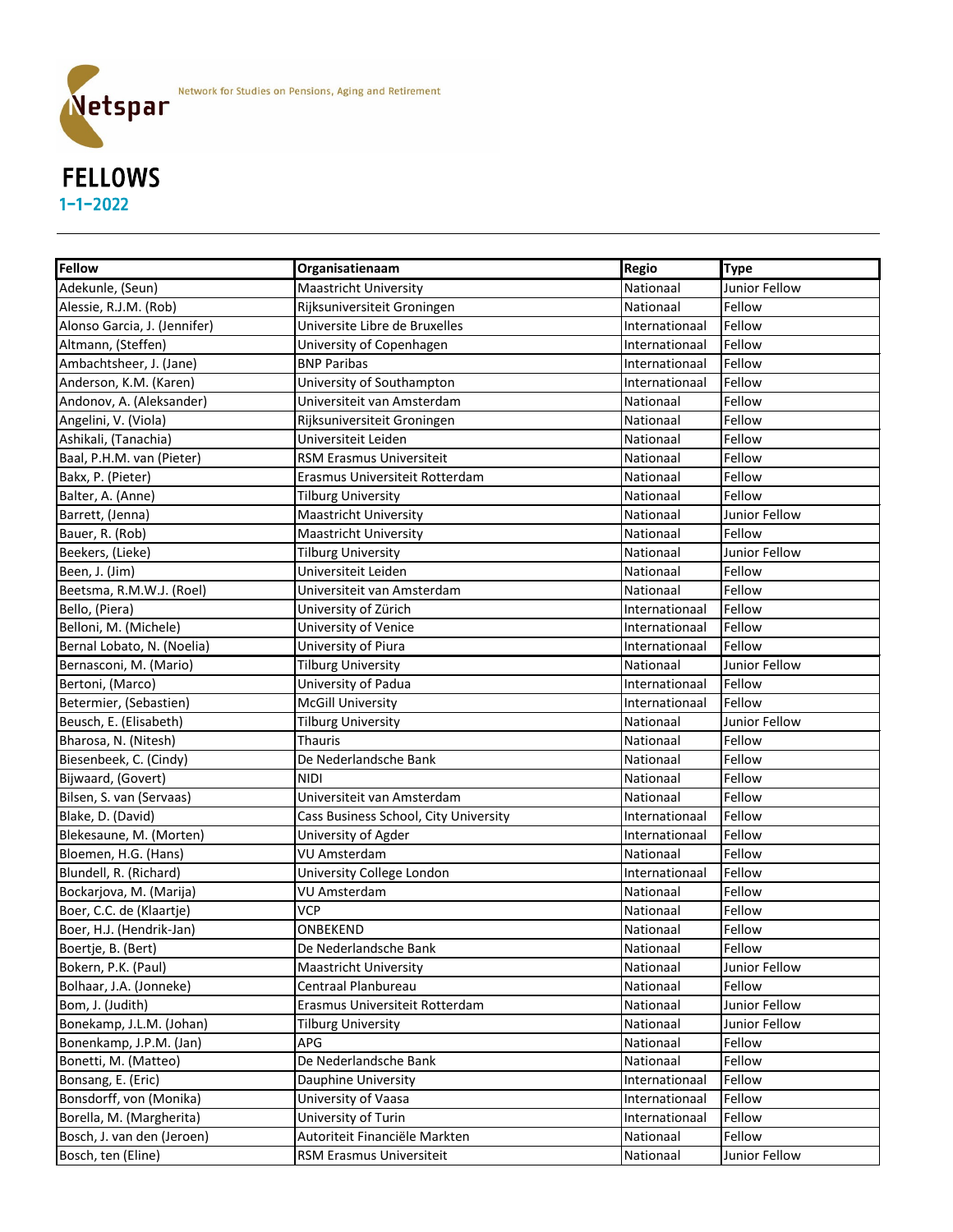Netspar — Network for Studies on Pensions, Aging and Retirement

# FELLOWS

## 1-1-2022

| Fellow | Organisatienaam | Regio | Type |
| --- | --- | --- | --- |
| Adekunle, (Seun) | Maastricht University | Nationaal | Junior Fellow |
| Alessie, R.J.M. (Rob) | Rijksuniversiteit Groningen | Nationaal | Fellow |
| Alonso Garcia, J. (Jennifer) | Universite Libre de Bruxelles | Internationaal | Fellow |
| Altmann, (Steffen) | University of Copenhagen | Internationaal | Fellow |
| Ambachtsheer, J. (Jane) | BNP Paribas | Internationaal | Fellow |
| Anderson, K.M. (Karen) | University of Southampton | Internationaal | Fellow |
| Andonov, A. (Aleksander) | Universiteit van Amsterdam | Nationaal | Fellow |
| Angelini, V. (Viola) | Rijksuniversiteit Groningen | Nationaal | Fellow |
| Ashikali, (Tanachia) | Universiteit Leiden | Nationaal | Fellow |
| Baal, P.H.M. van (Pieter) | RSM Erasmus Universiteit | Nationaal | Fellow |
| Bakx, P. (Pieter) | Erasmus Universiteit Rotterdam | Nationaal | Fellow |
| Balter, A. (Anne) | Tilburg University | Nationaal | Fellow |
| Barrett, (Jenna) | Maastricht University | Nationaal | Junior Fellow |
| Bauer, R. (Rob) | Maastricht University | Nationaal | Fellow |
| Beekers, (Lieke) | Tilburg University | Nationaal | Junior Fellow |
| Been, J. (Jim) | Universiteit Leiden | Nationaal | Fellow |
| Beetsma, R.M.W.J. (Roel) | Universiteit van Amsterdam | Nationaal | Fellow |
| Bello, (Piera) | University of Zürich | Internationaal | Fellow |
| Belloni, M. (Michele) | University of Venice | Internationaal | Fellow |
| Bernal Lobato, N. (Noelia) | University of Piura | Internationaal | Fellow |
| Bernasconi, M. (Mario) | Tilburg University | Nationaal | Junior Fellow |
| Bertoni, (Marco) | University of Padua | Internationaal | Fellow |
| Betermier, (Sebastien) | McGill University | Internationaal | Fellow |
| Beusch, E. (Elisabeth) | Tilburg University | Nationaal | Junior Fellow |
| Bharosa, N. (Nitesh) | Thauris | Nationaal | Fellow |
| Biesenbeek, C. (Cindy) | De Nederlandsche Bank | Nationaal | Fellow |
| Bijwaard, (Govert) | NIDI | Nationaal | Fellow |
| Bilsen, S. van (Servaas) | Universiteit van Amsterdam | Nationaal | Fellow |
| Blake, D. (David) | Cass Business School, City University | Internationaal | Fellow |
| Blekesaune, M. (Morten) | University of Agder | Internationaal | Fellow |
| Bloemen, H.G. (Hans) | VU Amsterdam | Nationaal | Fellow |
| Blundell, R. (Richard) | University College London | Internationaal | Fellow |
| Bockarjova, M. (Marija) | VU Amsterdam | Nationaal | Fellow |
| Boer, C.C. de (Klaartje) | VCP | Nationaal | Fellow |
| Boer, H.J. (Hendrik-Jan) | ONBEKEND | Nationaal | Fellow |
| Boertje, B. (Bert) | De Nederlandsche Bank | Nationaal | Fellow |
| Bokern, P.K. (Paul) | Maastricht University | Nationaal | Junior Fellow |
| Bolhaar, J.A. (Jonneke) | Centraal Planbureau | Nationaal | Fellow |
| Bom, J. (Judith) | Erasmus Universiteit Rotterdam | Nationaal | Junior Fellow |
| Bonekamp, J.L.M. (Johan) | Tilburg University | Nationaal | Junior Fellow |
| Bonenkamp, J.P.M. (Jan) | APG | Nationaal | Fellow |
| Bonetti, M. (Matteo) | De Nederlandsche Bank | Nationaal | Fellow |
| Bonsang, E. (Eric) | Dauphine University | Internationaal | Fellow |
| Bonsdorff, von (Monika) | University of Vaasa | Internationaal | Fellow |
| Borella, M. (Margherita) | University of Turin | Internationaal | Fellow |
| Bosch, J. van den (Jeroen) | Autoriteit Financiële Markten | Nationaal | Fellow |
| Bosch, ten (Eline) | RSM Erasmus Universiteit | Nationaal | Junior Fellow |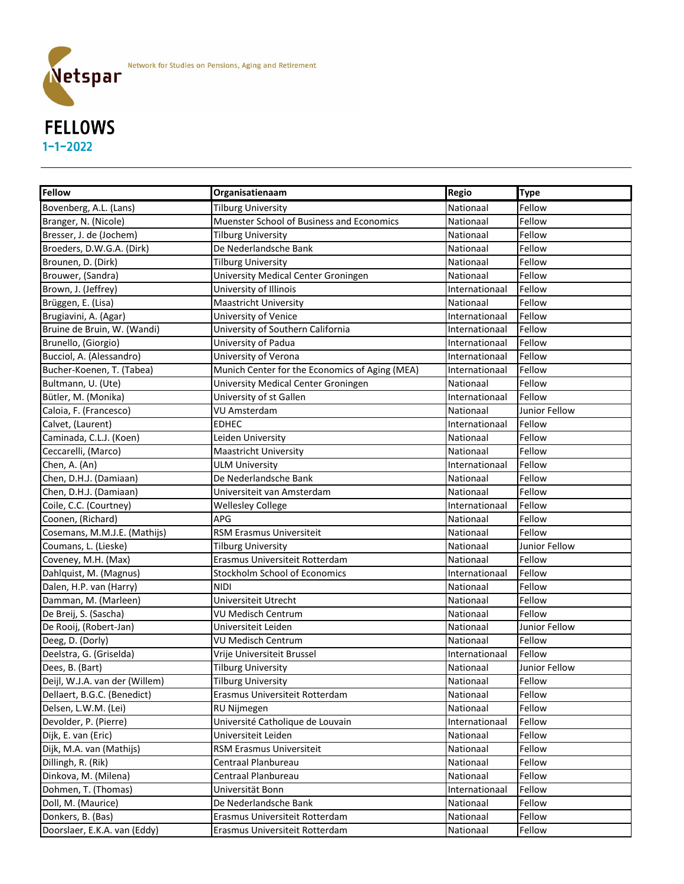Netspar
Network for Studies on Pensions, Aging and Retirement

# FELLOWS

1-1-2022

| Fellow | Organisatienaam | Regio | Type |
|---|---|---|---|
| Bovenberg, A.L. (Lans) | Tilburg University | Nationaal | Fellow |
| Branger, N. (Nicole) | Muenster School of Business and Economics | Nationaal | Fellow |
| Bresser, J. de (Jochem) | Tilburg University | Nationaal | Fellow |
| Broeders, D.W.G.A. (Dirk) | De Nederlandsche Bank | Nationaal | Fellow |
| Brounen, D. (Dirk) | Tilburg University | Nationaal | Fellow |
| Brouwer, (Sandra) | University Medical Center Groningen | Nationaal | Fellow |
| Brown, J. (Jeffrey) | University of Illinois | Internationaal | Fellow |
| Brüggen, E. (Lisa) | Maastricht University | Nationaal | Fellow |
| Brugiavini, A. (Agar) | University of Venice | Internationaal | Fellow |
| Bruine de Bruin, W. (Wandi) | University of Southern California | Internationaal | Fellow |
| Brunello, (Giorgio) | University of Padua | Internationaal | Fellow |
| Bucciol, A. (Alessandro) | University of Verona | Internationaal | Fellow |
| Bucher-Koenen, T. (Tabea) | Munich Center for the Economics of Aging (MEA) | Internationaal | Fellow |
| Bultmann, U. (Ute) | University Medical Center Groningen | Nationaal | Fellow |
| Bütler, M. (Monika) | University of st Gallen | Internationaal | Fellow |
| Caloia, F. (Francesco) | VU Amsterdam | Nationaal | Junior Fellow |
| Calvet, (Laurent) | EDHEC | Internationaal | Fellow |
| Caminada, C.L.J. (Koen) | Leiden University | Nationaal | Fellow |
| Ceccarelli, (Marco) | Maastricht University | Nationaal | Fellow |
| Chen, A. (An) | ULM University | Internationaal | Fellow |
| Chen, D.H.J. (Damiaan) | De Nederlandsche Bank | Nationaal | Fellow |
| Chen, D.H.J. (Damiaan) | Universiteit van Amsterdam | Nationaal | Fellow |
| Coile, C.C. (Courtney) | Wellesley College | Internationaal | Fellow |
| Coonen, (Richard) | APG | Nationaal | Fellow |
| Cosemans, M.M.J.E. (Mathijs) | RSM Erasmus Universiteit | Nationaal | Fellow |
| Coumans, L. (Lieske) | Tilburg University | Nationaal | Junior Fellow |
| Coveney, M.H. (Max) | Erasmus Universiteit Rotterdam | Nationaal | Fellow |
| Dahlquist, M. (Magnus) | Stockholm School of Economics | Internationaal | Fellow |
| Dalen, H.P. van (Harry) | NIDI | Nationaal | Fellow |
| Damman, M. (Marleen) | Universiteit Utrecht | Nationaal | Fellow |
| De Breij, S. (Sascha) | VU Medisch Centrum | Nationaal | Fellow |
| De Rooij, (Robert-Jan) | Universiteit Leiden | Nationaal | Junior Fellow |
| Deeg, D. (Dorly) | VU Medisch Centrum | Nationaal | Fellow |
| Deelstra, G. (Griselda) | Vrije Universiteit Brussel | Internationaal | Fellow |
| Dees, B. (Bart) | Tilburg University | Nationaal | Junior Fellow |
| Deijl, W.J.A. van der (Willem) | Tilburg University | Nationaal | Fellow |
| Dellaert, B.G.C. (Benedict) | Erasmus Universiteit Rotterdam | Nationaal | Fellow |
| Delsen, L.W.M. (Lei) | RU Nijmegen | Nationaal | Fellow |
| Devolder, P. (Pierre) | Université Catholique de Louvain | Internationaal | Fellow |
| Dijk, E. van (Eric) | Universiteit Leiden | Nationaal | Fellow |
| Dijk, M.A. van (Mathijs) | RSM Erasmus Universiteit | Nationaal | Fellow |
| Dillingh, R. (Rik) | Centraal Planbureau | Nationaal | Fellow |
| Dinkova, M. (Milena) | Centraal Planbureau | Nationaal | Fellow |
| Dohmen, T. (Thomas) | Universität Bonn | Internationaal | Fellow |
| Doll, M. (Maurice) | De Nederlandsche Bank | Nationaal | Fellow |
| Donkers, B. (Bas) | Erasmus Universiteit Rotterdam | Nationaal | Fellow |
| Doorslaer, E.K.A. van (Eddy) | Erasmus Universiteit Rotterdam | Nationaal | Fellow |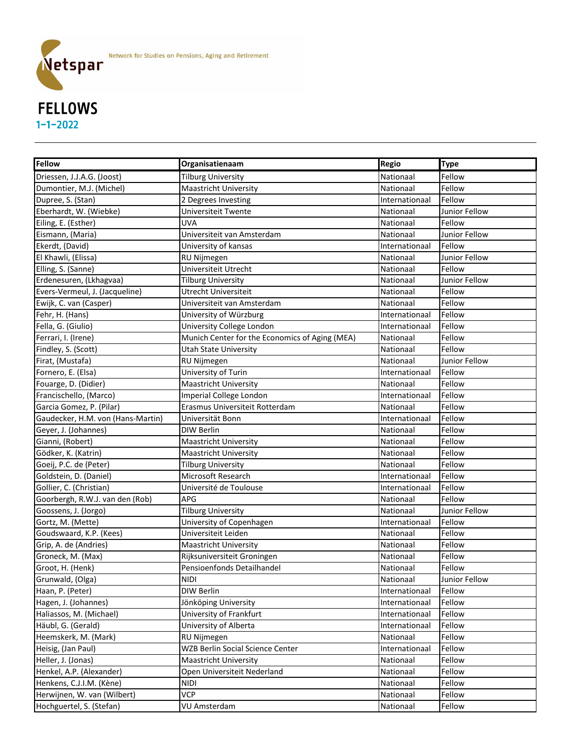Netspar

Network for Studies on Pensions, Aging and Retirement

# FELLOWS

1-1-2022

| Fellow | Organisatienaam | Regio | Type |
|---|---|---|---|
| Driessen, J.J.A.G. (Joost) | Tilburg University | Nationaal | Fellow |
| Dumontier, M.J. (Michel) | Maastricht University | Nationaal | Fellow |
| Dupree, S. (Stan) | 2 Degrees Investing | Internationaal | Fellow |
| Eberhardt, W. (Wiebke) | Universiteit Twente | Nationaal | Junior Fellow |
| Eiling, E. (Esther) | UVA | Nationaal | Fellow |
| Eismann, (Maria) | Universiteit van Amsterdam | Nationaal | Junior Fellow |
| Ekerdt, (David) | University of kansas | Internationaal | Fellow |
| El Khawli, (Elissa) | RU Nijmegen | Nationaal | Junior Fellow |
| Elling, S. (Sanne) | Universiteit Utrecht | Nationaal | Fellow |
| Erdenesuren, (Lkhagvaa) | Tilburg University | Nationaal | Junior Fellow |
| Evers-Vermeul, J. (Jacqueline) | Utrecht Universiteit | Nationaal | Fellow |
| Ewijk, C. van (Casper) | Universiteit van Amsterdam | Nationaal | Fellow |
| Fehr, H. (Hans) | University of Würzburg | Internationaal | Fellow |
| Fella, G. (Giulio) | University College London | Internationaal | Fellow |
| Ferrari, I. (Irene) | Munich Center for the Economics of Aging (MEA) | Nationaal | Fellow |
| Findley, S. (Scott) | Utah State University | Nationaal | Fellow |
| Firat, (Mustafa) | RU Nijmegen | Nationaal | Junior Fellow |
| Fornero, E. (Elsa) | University of Turin | Internationaal | Fellow |
| Fouarge, D. (Didier) | Maastricht University | Nationaal | Fellow |
| Francischello, (Marco) | Imperial College London | Internationaal | Fellow |
| Garcia Gomez, P. (Pilar) | Erasmus Universiteit Rotterdam | Nationaal | Fellow |
| Gaudecker, H.M. von (Hans-Martin) | Universität Bonn | Internationaal | Fellow |
| Geyer, J. (Johannes) | DIW Berlin | Nationaal | Fellow |
| Gianni, (Robert) | Maastricht University | Nationaal | Fellow |
| Gödker, K. (Katrin) | Maastricht University | Nationaal | Fellow |
| Goeij, P.C. de (Peter) | Tilburg University | Nationaal | Fellow |
| Goldstein, D. (Daniel) | Microsoft Research | Internationaal | Fellow |
| Gollier, C. (Christian) | Université de Toulouse | Internationaal | Fellow |
| Goorbergh, R.W.J. van den (Rob) | APG | Nationaal | Fellow |
| Goossens, J. (Jorgo) | Tilburg University | Nationaal | Junior Fellow |
| Gortz, M. (Mette) | University of Copenhagen | Internationaal | Fellow |
| Goudswaard, K.P. (Kees) | Universiteit Leiden | Nationaal | Fellow |
| Grip, A. de (Andries) | Maastricht University | Nationaal | Fellow |
| Groneck, M. (Max) | Rijksuniversiteit Groningen | Nationaal | Fellow |
| Groot, H. (Henk) | Pensioenfonds Detailhandel | Nationaal | Fellow |
| Grunwald, (Olga) | NIDI | Nationaal | Junior Fellow |
| Haan, P. (Peter) | DIW Berlin | Internationaal | Fellow |
| Hagen, J. (Johannes) | Jönköping University | Internationaal | Fellow |
| Haliassos, M. (Michael) | University of Frankfurt | Internationaal | Fellow |
| Häubl, G. (Gerald) | University of Alberta | Internationaal | Fellow |
| Heemskerk, M. (Mark) | RU Nijmegen | Nationaal | Fellow |
| Heisig, (Jan Paul) | WZB Berlin Social Science Center | Internationaal | Fellow |
| Heller, J. (Jonas) | Maastricht University | Nationaal | Fellow |
| Henkel, A.P. (Alexander) | Open Universiteit Nederland | Nationaal | Fellow |
| Henkens, C.J.I.M. (Kène) | NIDI | Nationaal | Fellow |
| Herwijnen, W. van (Wilbert) | VCP | Nationaal | Fellow |
| Hochguertel, S. (Stefan) | VU Amsterdam | Nationaal | Fellow |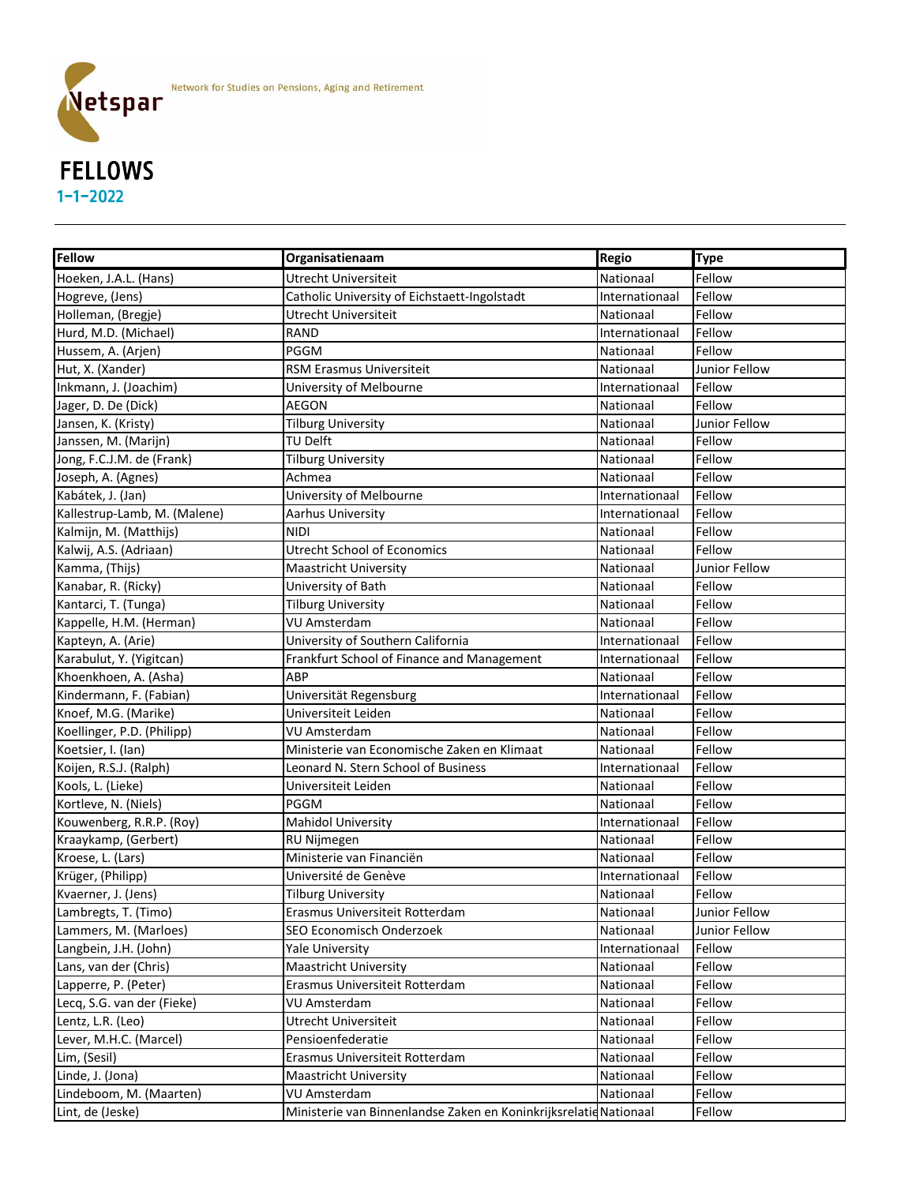Network for Studies on Pensions, Aging and Retirement

# FELLOWS

1-1-2022

| Fellow | Organisatienaam | Regio | Type |
|---|---|---|---|
| Hoeken, J.A.L. (Hans) | Utrecht Universiteit | Nationaal | Fellow |
| Hogreve, (Jens) | Catholic University of Eichstaett-Ingolstadt | Internationaal | Fellow |
| Holleman, (Bregje) | Utrecht Universiteit | Nationaal | Fellow |
| Hurd, M.D. (Michael) | RAND | Internationaal | Fellow |
| Hussem, A. (Arjen) | PGGM | Nationaal | Fellow |
| Hut, X. (Xander) | RSM Erasmus Universiteit | Nationaal | Junior Fellow |
| Inkmann, J. (Joachim) | University of Melbourne | Internationaal | Fellow |
| Jager, D. De (Dick) | AEGON | Nationaal | Fellow |
| Jansen, K. (Kristy) | Tilburg University | Nationaal | Junior Fellow |
| Janssen, M. (Marijn) | TU Delft | Nationaal | Fellow |
| Jong, F.C.J.M. de (Frank) | Tilburg University | Nationaal | Fellow |
| Joseph, A. (Agnes) | Achmea | Nationaal | Fellow |
| Kabátek, J. (Jan) | University of Melbourne | Internationaal | Fellow |
| Kallestrup-Lamb, M. (Malene) | Aarhus University | Internationaal | Fellow |
| Kalmijn, M. (Matthijs) | NIDI | Nationaal | Fellow |
| Kalwij, A.S. (Adriaan) | Utrecht School of Economics | Nationaal | Fellow |
| Kamma, (Thijs) | Maastricht University | Nationaal | Junior Fellow |
| Kanabar, R. (Ricky) | University of Bath | Nationaal | Fellow |
| Kantarci, T. (Tunga) | Tilburg University | Nationaal | Fellow |
| Kappelle, H.M. (Herman) | VU Amsterdam | Nationaal | Fellow |
| Kapteyn, A. (Arie) | University of Southern California | Internationaal | Fellow |
| Karabulut, Y. (Yigitcan) | Frankfurt School of Finance and Management | Internationaal | Fellow |
| Khoenkhoen, A. (Asha) | ABP | Nationaal | Fellow |
| Kindermann, F. (Fabian) | Universität Regensburg | Internationaal | Fellow |
| Knoef, M.G. (Marike) | Universiteit Leiden | Nationaal | Fellow |
| Koellinger, P.D. (Philipp) | VU Amsterdam | Nationaal | Fellow |
| Koetsier, I. (Ian) | Ministerie van Economische Zaken en Klimaat | Nationaal | Fellow |
| Koijen, R.S.J. (Ralph) | Leonard N. Stern School of Business | Internationaal | Fellow |
| Kools, L. (Lieke) | Universiteit Leiden | Nationaal | Fellow |
| Kortleve, N. (Niels) | PGGM | Nationaal | Fellow |
| Kouwenberg, R.R.P. (Roy) | Mahidol University | Internationaal | Fellow |
| Kraaykamp, (Gerbert) | RU Nijmegen | Nationaal | Fellow |
| Kroese, L. (Lars) | Ministerie van Financiën | Nationaal | Fellow |
| Krüger, (Philipp) | Université de Genève | Internationaal | Fellow |
| Kvaerner, J. (Jens) | Tilburg University | Nationaal | Fellow |
| Lambregts, T. (Timo) | Erasmus Universiteit Rotterdam | Nationaal | Junior Fellow |
| Lammers, M. (Marloes) | SEO Economisch Onderzoek | Nationaal | Junior Fellow |
| Langbein, J.H. (John) | Yale University | Internationaal | Fellow |
| Lans, van der (Chris) | Maastricht University | Nationaal | Fellow |
| Lapperre, P. (Peter) | Erasmus Universiteit Rotterdam | Nationaal | Fellow |
| Lecq, S.G. van der (Fieke) | VU Amsterdam | Nationaal | Fellow |
| Lentz, L.R. (Leo) | Utrecht Universiteit | Nationaal | Fellow |
| Lever, M.H.C. (Marcel) | Pensioenfederatie | Nationaal | Fellow |
| Lim, (Sesil) | Erasmus Universiteit Rotterdam | Nationaal | Fellow |
| Linde, J. (Jona) | Maastricht University | Nationaal | Fellow |
| Lindeboom, M. (Maarten) | VU Amsterdam | Nationaal | Fellow |
| Lint, de (Jeske) | Ministerie van Binnenlandse Zaken en Koninkrijksrelatie | Nationaal | Fellow |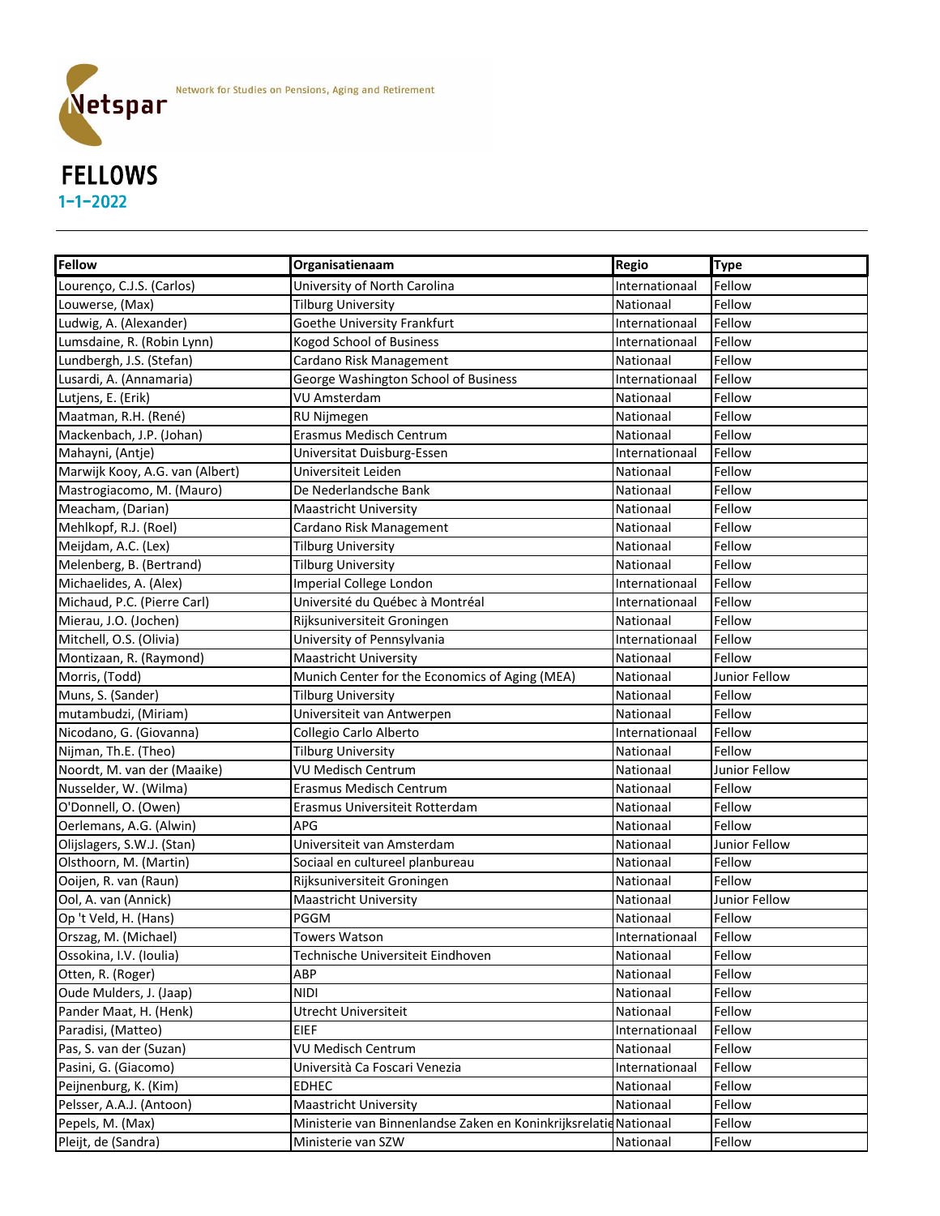Netspar

Network for Studies on Pensions, Aging and Retirement

# FELLOWS

## 1-1-2022

| Fellow | Organisatienaam | Regio | Type |
|---|---|---|---|
| Lourenço, C.J.S. (Carlos) | University of North Carolina | Internationaal | Fellow |
| Louwerse, (Max) | Tilburg University | Nationaal | Fellow |
| Ludwig, A. (Alexander) | Goethe University Frankfurt | Internationaal | Fellow |
| Lumsdaine, R. (Robin Lynn) | Kogod School of Business | Internationaal | Fellow |
| Lundbergh, J.S. (Stefan) | Cardano Risk Management | Nationaal | Fellow |
| Lusardi, A. (Annamaria) | George Washington School of Business | Internationaal | Fellow |
| Lutjens, E. (Erik) | VU Amsterdam | Nationaal | Fellow |
| Maatman, R.H. (René) | RU Nijmegen | Nationaal | Fellow |
| Mackenbach, J.P. (Johan) | Erasmus Medisch Centrum | Nationaal | Fellow |
| Mahayni, (Antje) | Universitat Duisburg-Essen | Internationaal | Fellow |
| Marwijk Kooy, A.G. van (Albert) | Universiteit Leiden | Nationaal | Fellow |
| Mastrogiacomo, M. (Mauro) | De Nederlandsche Bank | Nationaal | Fellow |
| Meacham, (Darian) | Maastricht University | Nationaal | Fellow |
| Mehlkopf, R.J. (Roel) | Cardano Risk Management | Nationaal | Fellow |
| Meijdam, A.C. (Lex) | Tilburg University | Nationaal | Fellow |
| Melenberg, B. (Bertrand) | Tilburg University | Nationaal | Fellow |
| Michaelides, A. (Alex) | Imperial College London | Internationaal | Fellow |
| Michaud, P.C. (Pierre Carl) | Université du Québec à Montréal | Internationaal | Fellow |
| Mierau, J.O. (Jochen) | Rijksuniversiteit Groningen | Nationaal | Fellow |
| Mitchell, O.S. (Olivia) | University of Pennsylvania | Internationaal | Fellow |
| Montizaan, R. (Raymond) | Maastricht University | Nationaal | Fellow |
| Morris, (Todd) | Munich Center for the Economics of Aging (MEA) | Nationaal | Junior Fellow |
| Muns, S. (Sander) | Tilburg University | Nationaal | Fellow |
| mutambudzi, (Miriam) | Universiteit van Antwerpen | Nationaal | Fellow |
| Nicodano, G. (Giovanna) | Collegio Carlo Alberto | Internationaal | Fellow |
| Nijman, Th.E. (Theo) | Tilburg University | Nationaal | Fellow |
| Noordt, M. van der (Maaike) | VU Medisch Centrum | Nationaal | Junior Fellow |
| Nusselder, W. (Wilma) | Erasmus Medisch Centrum | Nationaal | Fellow |
| O'Donnell, O. (Owen) | Erasmus Universiteit Rotterdam | Nationaal | Fellow |
| Oerlemans, A.G. (Alwin) | APG | Nationaal | Fellow |
| Olijslagers, S.W.J. (Stan) | Universiteit van Amsterdam | Nationaal | Junior Fellow |
| Olsthoorn, M. (Martin) | Sociaal en cultureel planbureau | Nationaal | Fellow |
| Ooijen, R. van (Raun) | Rijksuniversiteit Groningen | Nationaal | Fellow |
| Ool, A. van (Annick) | Maastricht University | Nationaal | Junior Fellow |
| Op 't Veld, H. (Hans) | PGGM | Nationaal | Fellow |
| Orszag, M. (Michael) | Towers Watson | Internationaal | Fellow |
| Ossokina, I.V. (Ioulia) | Technische Universiteit Eindhoven | Nationaal | Fellow |
| Otten, R. (Roger) | ABP | Nationaal | Fellow |
| Oude Mulders, J. (Jaap) | NIDI | Nationaal | Fellow |
| Pander Maat, H. (Henk) | Utrecht Universiteit | Nationaal | Fellow |
| Paradisi, (Matteo) | EIEF | Internationaal | Fellow |
| Pas, S. van der (Suzan) | VU Medisch Centrum | Nationaal | Fellow |
| Pasini, G. (Giacomo) | Università Ca Foscari Venezia | Internationaal | Fellow |
| Peijnenburg, K. (Kim) | EDHEC | Nationaal | Fellow |
| Pelsser, A.A.J. (Antoon) | Maastricht University | Nationaal | Fellow |
| Pepels, M. (Max) | Ministerie van Binnenlandse Zaken en Koninkrijksrelatie | Nationaal | Fellow |
| Pleijt, de (Sandra) | Ministerie van SZW | Nationaal | Fellow |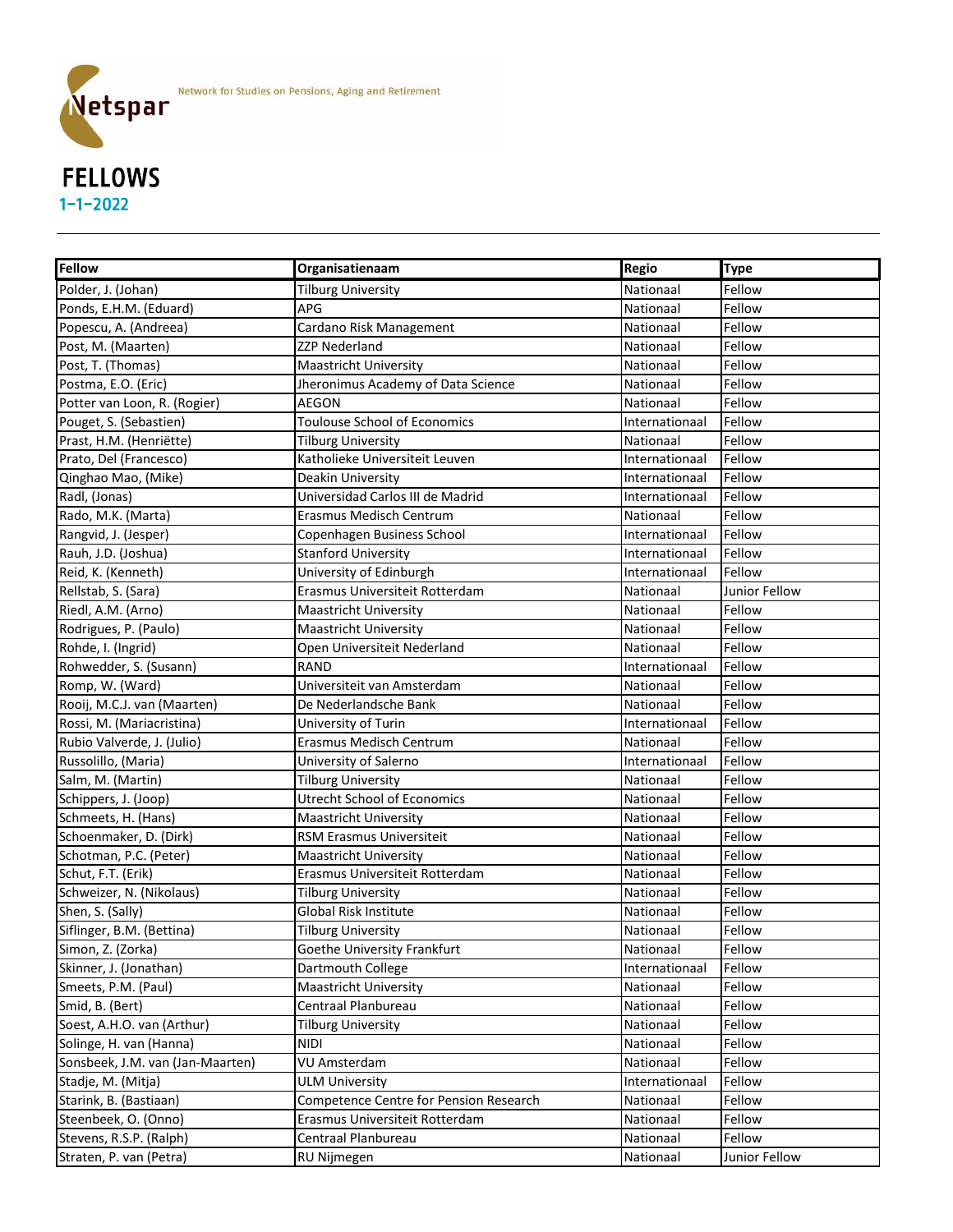Network for Studies on Pensions, Aging and Retirement

# FELLOWS

1-1-2022

| Fellow | Organisatienaam | Regio | Type |
|---|---|---|---|
| Polder, J. (Johan) | Tilburg University | Nationaal | Fellow |
| Ponds, E.H.M. (Eduard) | APG | Nationaal | Fellow |
| Popescu, A. (Andreea) | Cardano Risk Management | Nationaal | Fellow |
| Post, M. (Maarten) | ZZP Nederland | Nationaal | Fellow |
| Post, T. (Thomas) | Maastricht University | Nationaal | Fellow |
| Postma, E.O. (Eric) | Jheronimus Academy of Data Science | Nationaal | Fellow |
| Potter van Loon, R. (Rogier) | AEGON | Nationaal | Fellow |
| Pouget, S. (Sebastien) | Toulouse School of Economics | Internationaal | Fellow |
| Prast, H.M. (Henriëtte) | Tilburg University | Nationaal | Fellow |
| Prato, Del (Francesco) | Katholieke Universiteit Leuven | Internationaal | Fellow |
| Qinghao Mao, (Mike) | Deakin University | Internationaal | Fellow |
| Radl, (Jonas) | Universidad Carlos III de Madrid | Internationaal | Fellow |
| Rado, M.K. (Marta) | Erasmus Medisch Centrum | Nationaal | Fellow |
| Rangvid, J. (Jesper) | Copenhagen Business School | Internationaal | Fellow |
| Rauh, J.D. (Joshua) | Stanford University | Internationaal | Fellow |
| Reid, K. (Kenneth) | University of Edinburgh | Internationaal | Fellow |
| Rellstab, S. (Sara) | Erasmus Universiteit Rotterdam | Nationaal | Junior Fellow |
| Riedl, A.M. (Arno) | Maastricht University | Nationaal | Fellow |
| Rodrigues, P. (Paulo) | Maastricht University | Nationaal | Fellow |
| Rohde, I. (Ingrid) | Open Universiteit Nederland | Nationaal | Fellow |
| Rohwedder, S. (Susann) | RAND | Internationaal | Fellow |
| Romp, W. (Ward) | Universiteit van Amsterdam | Nationaal | Fellow |
| Rooij, M.C.J. van (Maarten) | De Nederlandsche Bank | Nationaal | Fellow |
| Rossi, M. (Mariacristina) | University of Turin | Internationaal | Fellow |
| Rubio Valverde, J. (Julio) | Erasmus Medisch Centrum | Nationaal | Fellow |
| Russolillo, (Maria) | University of Salerno | Internationaal | Fellow |
| Salm, M. (Martin) | Tilburg University | Nationaal | Fellow |
| Schippers, J. (Joop) | Utrecht School of Economics | Nationaal | Fellow |
| Schmeets, H. (Hans) | Maastricht University | Nationaal | Fellow |
| Schoenmaker, D. (Dirk) | RSM Erasmus Universiteit | Nationaal | Fellow |
| Schotman, P.C. (Peter) | Maastricht University | Nationaal | Fellow |
| Schut, F.T. (Erik) | Erasmus Universiteit Rotterdam | Nationaal | Fellow |
| Schweizer, N. (Nikolaus) | Tilburg University | Nationaal | Fellow |
| Shen, S. (Sally) | Global Risk Institute | Nationaal | Fellow |
| Siflinger, B.M. (Bettina) | Tilburg University | Nationaal | Fellow |
| Simon, Z. (Zorka) | Goethe University Frankfurt | Nationaal | Fellow |
| Skinner, J. (Jonathan) | Dartmouth College | Internationaal | Fellow |
| Smeets, P.M. (Paul) | Maastricht University | Nationaal | Fellow |
| Smid, B. (Bert) | Centraal Planbureau | Nationaal | Fellow |
| Soest, A.H.O. van (Arthur) | Tilburg University | Nationaal | Fellow |
| Solinge, H. van (Hanna) | NIDI | Nationaal | Fellow |
| Sonsbeek, J.M. van (Jan-Maarten) | VU Amsterdam | Nationaal | Fellow |
| Stadje, M. (Mitja) | ULM University | Internationaal | Fellow |
| Starink, B. (Bastiaan) | Competence Centre for Pension Research | Nationaal | Fellow |
| Steenbeek, O. (Onno) | Erasmus Universiteit Rotterdam | Nationaal | Fellow |
| Stevens, R.S.P. (Ralph) | Centraal Planbureau | Nationaal | Fellow |
| Straten, P. van (Petra) | RU Nijmegen | Nationaal | Junior Fellow |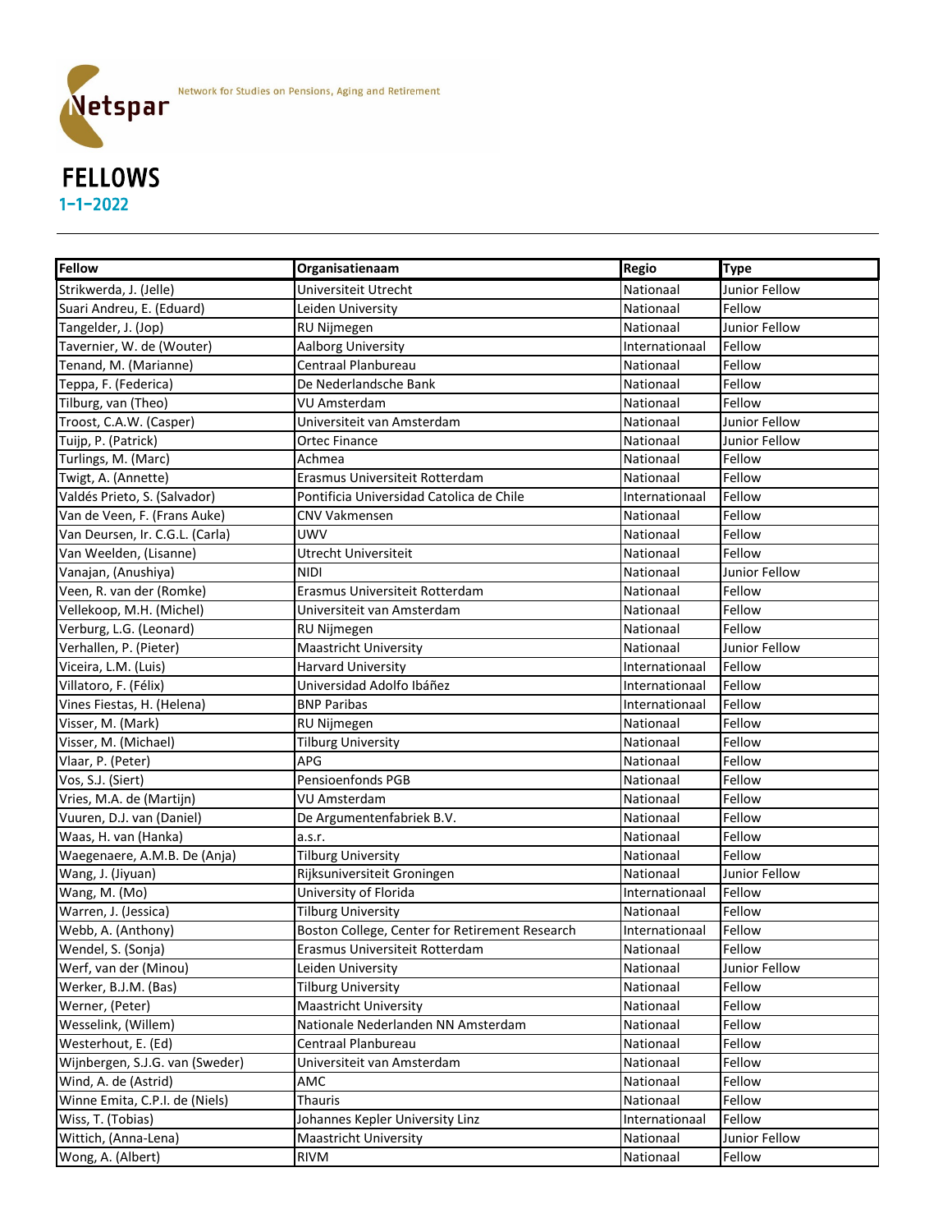Netspar — Network for Studies on Pensions, Aging and Retirement

# FELLOWS

## 1-1-2022

| Fellow | Organisatienaam | Regio | Type |
|---|---|---|---|
| Strikwerda, J. (Jelle) | Universiteit Utrecht | Nationaal | Junior Fellow |
| Suari Andreu, E. (Eduard) | Leiden University | Nationaal | Fellow |
| Tangelder, J. (Jop) | RU Nijmegen | Nationaal | Junior Fellow |
| Tavernier, W. de (Wouter) | Aalborg University | Internationaal | Fellow |
| Tenand, M. (Marianne) | Centraal Planbureau | Nationaal | Fellow |
| Teppa, F. (Federica) | De Nederlandsche Bank | Nationaal | Fellow |
| Tilburg, van (Theo) | VU Amsterdam | Nationaal | Fellow |
| Troost, C.A.W. (Casper) | Universiteit van Amsterdam | Nationaal | Junior Fellow |
| Tuijp, P. (Patrick) | Ortec Finance | Nationaal | Junior Fellow |
| Turlings, M. (Marc) | Achmea | Nationaal | Fellow |
| Twigt, A. (Annette) | Erasmus Universiteit Rotterdam | Nationaal | Fellow |
| Valdés Prieto, S. (Salvador) | Pontificia Universidad Catolica de Chile | Internationaal | Fellow |
| Van de Veen, F. (Frans Auke) | CNV Vakmensen | Nationaal | Fellow |
| Van Deursen, Ir. C.G.L. (Carla) | UWV | Nationaal | Fellow |
| Van Weelden, (Lisanne) | Utrecht Universiteit | Nationaal | Fellow |
| Vanajan, (Anushiya) | NIDI | Nationaal | Junior Fellow |
| Veen, R. van der (Romke) | Erasmus Universiteit Rotterdam | Nationaal | Fellow |
| Vellekoop, M.H. (Michel) | Universiteit van Amsterdam | Nationaal | Fellow |
| Verburg, L.G. (Leonard) | RU Nijmegen | Nationaal | Fellow |
| Verhallen, P. (Pieter) | Maastricht University | Nationaal | Junior Fellow |
| Viceira, L.M. (Luis) | Harvard University | Internationaal | Fellow |
| Villatoro, F. (Félix) | Universidad Adolfo Ibáñez | Internationaal | Fellow |
| Vines Fiestas, H. (Helena) | BNP Paribas | Internationaal | Fellow |
| Visser, M. (Mark) | RU Nijmegen | Nationaal | Fellow |
| Visser, M. (Michael) | Tilburg University | Nationaal | Fellow |
| Vlaar, P. (Peter) | APG | Nationaal | Fellow |
| Vos, S.J. (Siert) | Pensioenfonds PGB | Nationaal | Fellow |
| Vries, M.A. de (Martijn) | VU Amsterdam | Nationaal | Fellow |
| Vuuren, D.J. van (Daniel) | De Argumentenfabriek B.V. | Nationaal | Fellow |
| Waas, H. van (Hanka) | a.s.r. | Nationaal | Fellow |
| Waegenaere, A.M.B. De (Anja) | Tilburg University | Nationaal | Fellow |
| Wang, J. (Jiyuan) | Rijksuniversiteit Groningen | Nationaal | Junior Fellow |
| Wang, M. (Mo) | University of Florida | Internationaal | Fellow |
| Warren, J. (Jessica) | Tilburg University | Nationaal | Fellow |
| Webb, A. (Anthony) | Boston College, Center for Retirement Research | Internationaal | Fellow |
| Wendel, S. (Sonja) | Erasmus Universiteit Rotterdam | Nationaal | Fellow |
| Werf, van der (Minou) | Leiden University | Nationaal | Junior Fellow |
| Werker, B.J.M. (Bas) | Tilburg University | Nationaal | Fellow |
| Werner, (Peter) | Maastricht University | Nationaal | Fellow |
| Wesselink, (Willem) | Nationale Nederlanden NN Amsterdam | Nationaal | Fellow |
| Westerhout, E. (Ed) | Centraal Planbureau | Nationaal | Fellow |
| Wijnbergen, S.J.G. van (Sweder) | Universiteit van Amsterdam | Nationaal | Fellow |
| Wind, A. de (Astrid) | AMC | Nationaal | Fellow |
| Winne Emita, C.P.I. de (Niels) | Thauris | Nationaal | Fellow |
| Wiss, T. (Tobias) | Johannes Kepler University Linz | Internationaal | Fellow |
| Wittich, (Anna-Lena) | Maastricht University | Nationaal | Junior Fellow |
| Wong, A. (Albert) | RIVM | Nationaal | Fellow |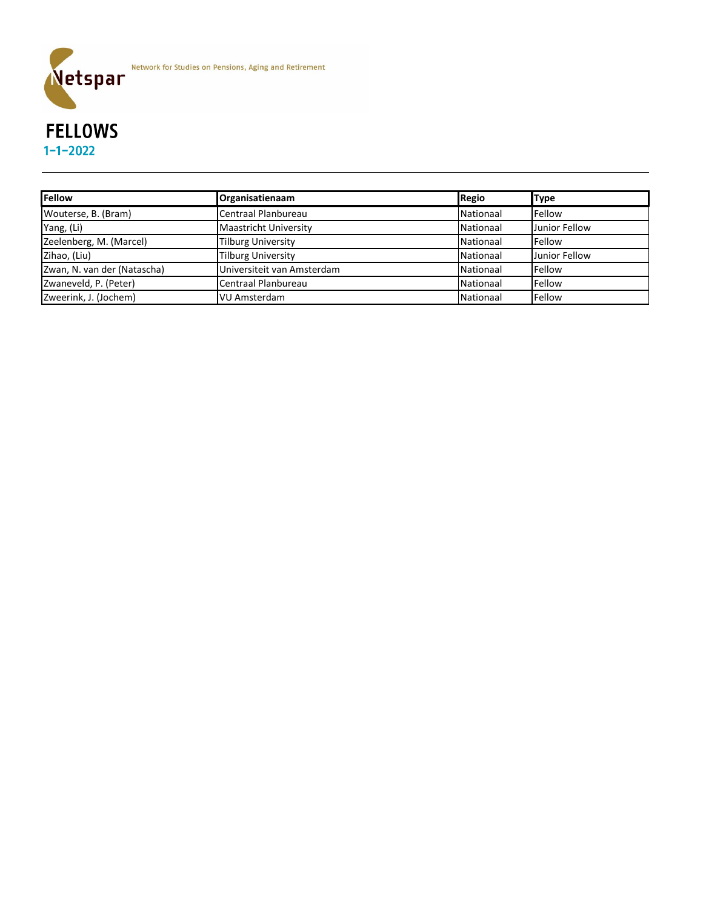Netspar

Network for Studies on Pensions, Aging and Retirement

# FELLOWS

1-1-2022

| Fellow | Organisatienaam | Regio | Type |
|---|---|---|---|
| Wouterse, B. (Bram) | Centraal Planbureau | Nationaal | Fellow |
| Yang, (Li) | Maastricht University | Nationaal | Junior Fellow |
| Zeelenberg, M. (Marcel) | Tilburg University | Nationaal | Fellow |
| Zihao, (Liu) | Tilburg University | Nationaal | Junior Fellow |
| Zwan, N. van der (Natascha) | Universiteit van Amsterdam | Nationaal | Fellow |
| Zwaneveld, P. (Peter) | Centraal Planbureau | Nationaal | Fellow |
| Zweerink, J. (Jochem) | VU Amsterdam | Nationaal | Fellow |